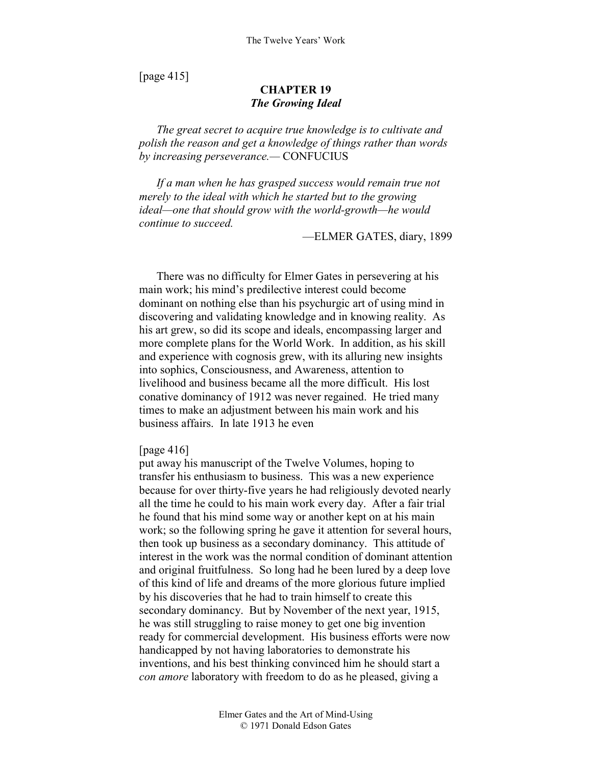[page 415]

## CHAPTER 19
### *The Growing Ideal*

*The great secret to acquire true knowledge is to cultivate and polish the reason and get a knowledge of things rather than words by increasing perseverance.—* CONFUCIUS

*If a man when he has grasped success would remain true not merely to the ideal with which he started but to the growing ideal—one that should grow with the world-growth—he would continue to succeed.*

—ELMER GATES, diary, 1899

There was no difficulty for Elmer Gates in persevering at his main work; his mind's predilective interest could become dominant on nothing else than his psychurgic art of using mind in discovering and validating knowledge and in knowing reality. As his art grew, so did its scope and ideals, encompassing larger and more complete plans for the World Work. In addition, as his skill and experience with cognosis grew, with its alluring new insights into sophics, Consciousness, and Awareness, attention to livelihood and business became all the more difficult. His lost conative dominancy of 1912 was never regained. He tried many times to make an adjustment between his main work and his business affairs. In late 1913 he even

[page 416]
put away his manuscript of the Twelve Volumes, hoping to transfer his enthusiasm to business. This was a new experience because for over thirty-five years he had religiously devoted nearly all the time he could to his main work every day. After a fair trial he found that his mind some way or another kept on at his main work; so the following spring he gave it attention for several hours, then took up business as a secondary dominancy. This attitude of interest in the work was the normal condition of dominant attention and original fruitfulness. So long had he been lured by a deep love of this kind of life and dreams of the more glorious future implied by his discoveries that he had to train himself to create this secondary dominancy. But by November of the next year, 1915, he was still struggling to raise money to get one big invention ready for commercial development. His business efforts were now handicapped by not having laboratories to demonstrate his inventions, and his best thinking convinced him he should start a *con amore* laboratory with freedom to do as he pleased, giving a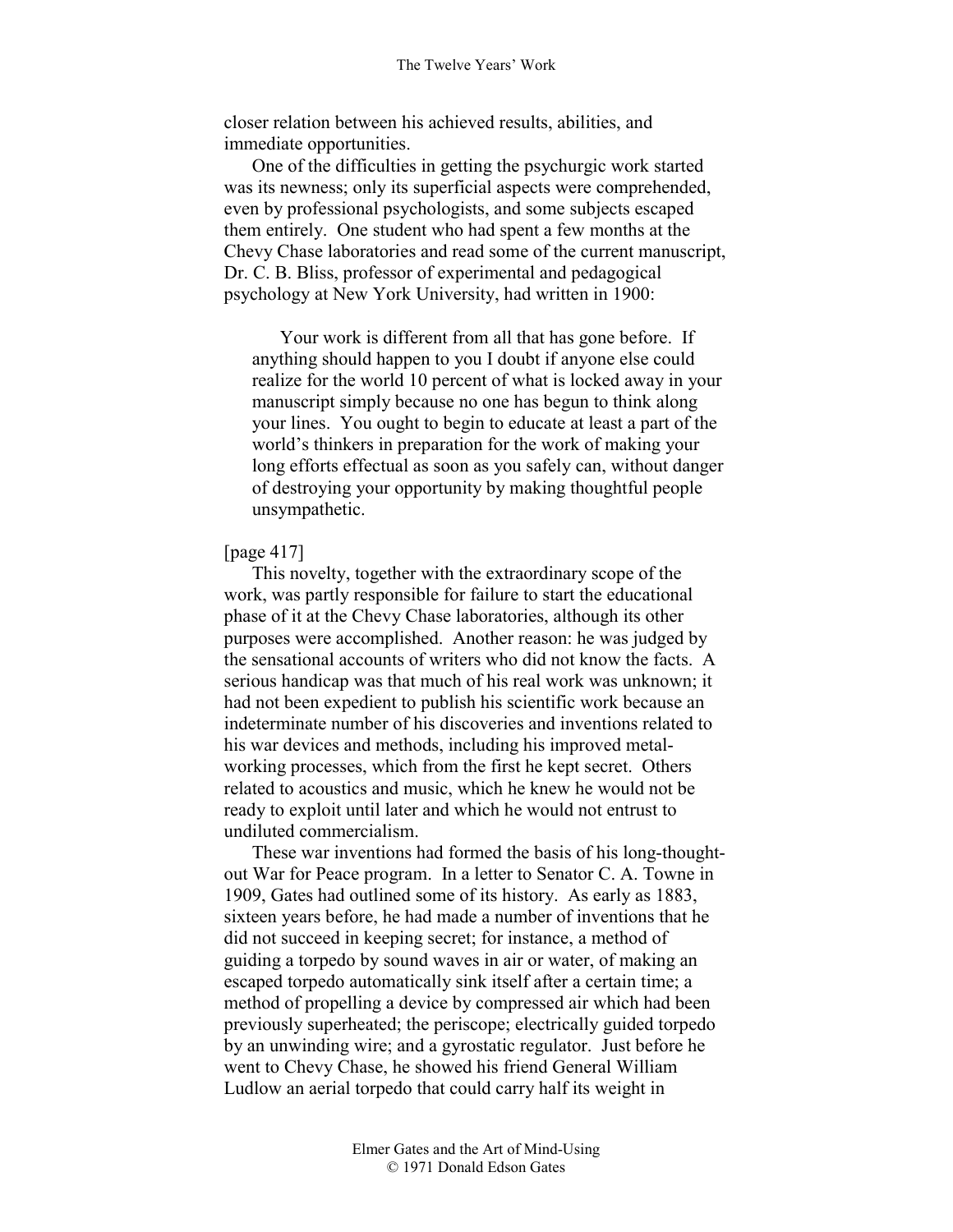closer relation between his achieved results, abilities, and immediate opportunities.

One of the difficulties in getting the psychurgic work started was its newness; only its superficial aspects were comprehended, even by professional psychologists, and some subjects escaped them entirely. One student who had spent a few months at the Chevy Chase laboratories and read some of the current manuscript, Dr. C. B. Bliss, professor of experimental and pedagogical psychology at New York University, had written in 1900:

> Your work is different from all that has gone before. If anything should happen to you I doubt if anyone else could realize for the world 10 percent of what is locked away in your manuscript simply because no one has begun to think along your lines. You ought to begin to educate at least a part of the world's thinkers in preparation for the work of making your long efforts effectual as soon as you safely can, without danger of destroying your opportunity by making thoughtful people unsympathetic.

[page 417]

This novelty, together with the extraordinary scope of the work, was partly responsible for failure to start the educational phase of it at the Chevy Chase laboratories, although its other purposes were accomplished. Another reason: he was judged by the sensational accounts of writers who did not know the facts. A serious handicap was that much of his real work was unknown; it had not been expedient to publish his scientific work because an indeterminate number of his discoveries and inventions related to his war devices and methods, including his improved metal-working processes, which from the first he kept secret. Others related to acoustics and music, which he knew he would not be ready to exploit until later and which he would not entrust to undiluted commercialism.

These war inventions had formed the basis of his long-thought-out War for Peace program. In a letter to Senator C. A. Towne in 1909, Gates had outlined some of its history. As early as 1883, sixteen years before, he had made a number of inventions that he did not succeed in keeping secret; for instance, a method of guiding a torpedo by sound waves in air or water, of making an escaped torpedo automatically sink itself after a certain time; a method of propelling a device by compressed air which had been previously superheated; the periscope; electrically guided torpedo by an unwinding wire; and a gyrostatic regulator. Just before he went to Chevy Chase, he showed his friend General William Ludlow an aerial torpedo that could carry half its weight in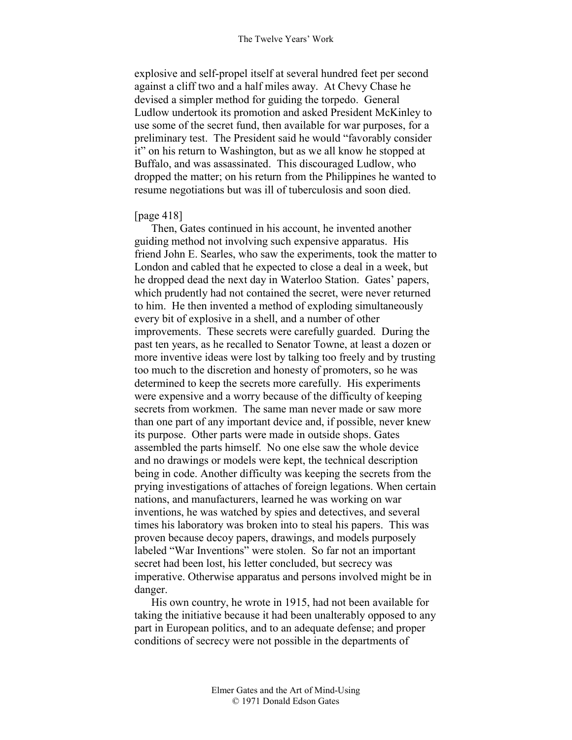explosive and self-propel itself at several hundred feet per second against a cliff two and a half miles away. At Chevy Chase he devised a simpler method for guiding the torpedo. General Ludlow undertook its promotion and asked President McKinley to use some of the secret fund, then available for war purposes, for a preliminary test. The President said he would "favorably consider it" on his return to Washington, but as we all know he stopped at Buffalo, and was assassinated. This discouraged Ludlow, who dropped the matter; on his return from the Philippines he wanted to resume negotiations but was ill of tuberculosis and soon died.

[page 418]

Then, Gates continued in his account, he invented another guiding method not involving such expensive apparatus. His friend John E. Searles, who saw the experiments, took the matter to London and cabled that he expected to close a deal in a week, but he dropped dead the next day in Waterloo Station. Gates' papers, which prudently had not contained the secret, were never returned to him. He then invented a method of exploding simultaneously every bit of explosive in a shell, and a number of other improvements. These secrets were carefully guarded. During the past ten years, as he recalled to Senator Towne, at least a dozen or more inventive ideas were lost by talking too freely and by trusting too much to the discretion and honesty of promoters, so he was determined to keep the secrets more carefully. His experiments were expensive and a worry because of the difficulty of keeping secrets from workmen. The same man never made or saw more than one part of any important device and, if possible, never knew its purpose. Other parts were made in outside shops. Gates assembled the parts himself. No one else saw the whole device and no drawings or models were kept, the technical description being in code. Another difficulty was keeping the secrets from the prying investigations of attaches of foreign legations. When certain nations, and manufacturers, learned he was working on war inventions, he was watched by spies and detectives, and several times his laboratory was broken into to steal his papers. This was proven because decoy papers, drawings, and models purposely labeled "War Inventions" were stolen. So far not an important secret had been lost, his letter concluded, but secrecy was imperative. Otherwise apparatus and persons involved might be in danger.

His own country, he wrote in 1915, had not been available for taking the initiative because it had been unalterably opposed to any part in European politics, and to an adequate defense; and proper conditions of secrecy were not possible in the departments of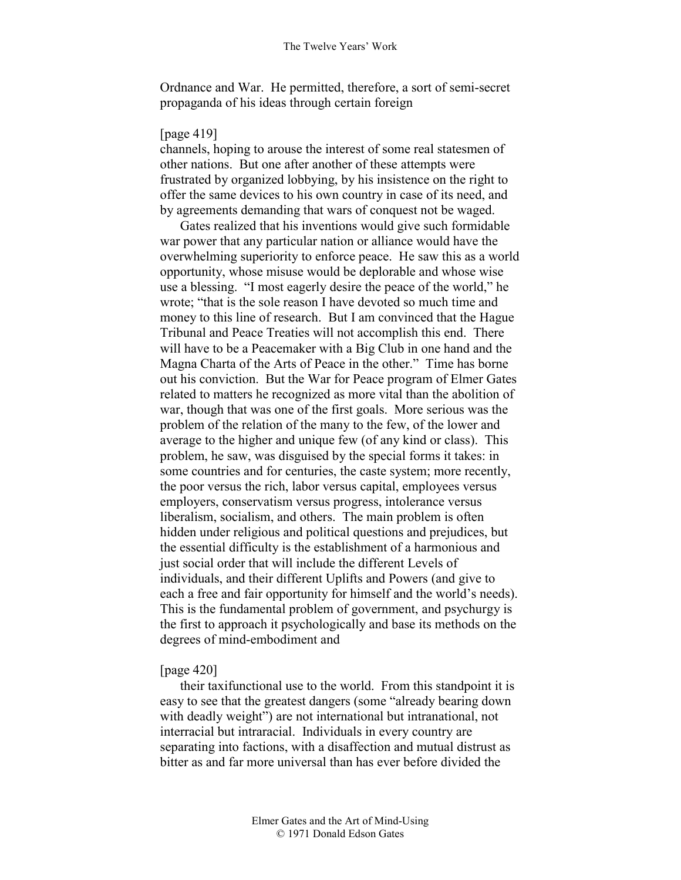Ordnance and War. He permitted, therefore, a sort of semi-secret propaganda of his ideas through certain foreign

[page 419]
channels, hoping to arouse the interest of some real statesmen of other nations. But one after another of these attempts were frustrated by organized lobbying, by his insistence on the right to offer the same devices to his own country in case of its need, and by agreements demanding that wars of conquest not be waged.

Gates realized that his inventions would give such formidable war power that any particular nation or alliance would have the overwhelming superiority to enforce peace. He saw this as a world opportunity, whose misuse would be deplorable and whose wise use a blessing. "I most eagerly desire the peace of the world," he wrote; "that is the sole reason I have devoted so much time and money to this line of research. But I am convinced that the Hague Tribunal and Peace Treaties will not accomplish this end. There will have to be a Peacemaker with a Big Club in one hand and the Magna Charta of the Arts of Peace in the other." Time has borne out his conviction. But the War for Peace program of Elmer Gates related to matters he recognized as more vital than the abolition of war, though that was one of the first goals. More serious was the problem of the relation of the many to the few, of the lower and average to the higher and unique few (of any kind or class). This problem, he saw, was disguised by the special forms it takes: in some countries and for centuries, the caste system; more recently, the poor versus the rich, labor versus capital, employees versus employers, conservatism versus progress, intolerance versus liberalism, socialism, and others. The main problem is often hidden under religious and political questions and prejudices, but the essential difficulty is the establishment of a harmonious and just social order that will include the different Levels of individuals, and their different Uplifts and Powers (and give to each a free and fair opportunity for himself and the world's needs). This is the fundamental problem of government, and psychurgy is the first to approach it psychologically and base its methods on the degrees of mind-embodiment and

[page 420]
their taxifunctional use to the world. From this standpoint it is easy to see that the greatest dangers (some "already bearing down with deadly weight") are not international but intranational, not interracial but intraracial. Individuals in every country are separating into factions, with a disaffection and mutual distrust as bitter as and far more universal than has ever before divided the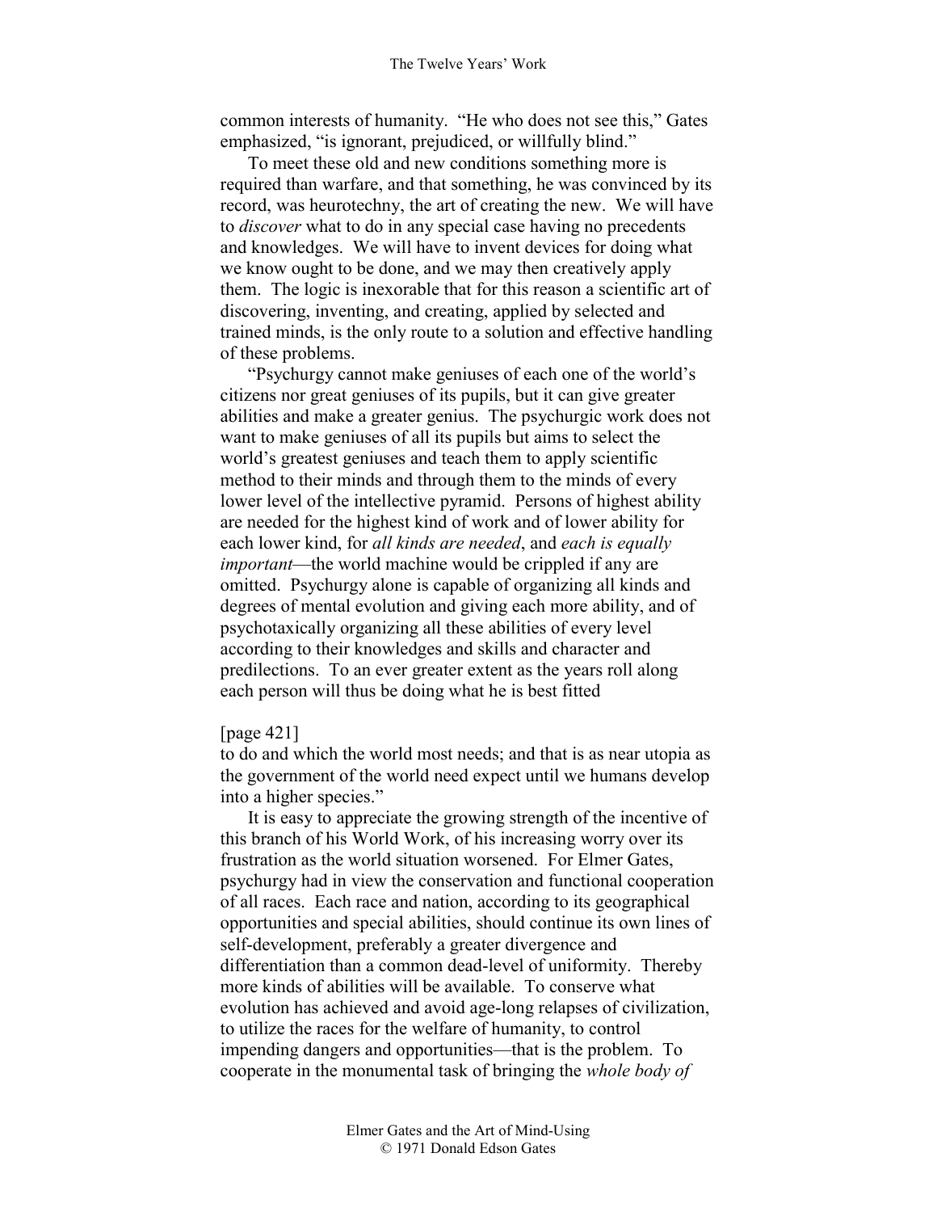common interests of humanity. "He who does not see this," Gates emphasized, "is ignorant, prejudiced, or willfully blind."

To meet these old and new conditions something more is required than warfare, and that something, he was convinced by its record, was heurotechny, the art of creating the new. We will have to *discover* what to do in any special case having no precedents and knowledges. We will have to invent devices for doing what we know ought to be done, and we may then creatively apply them. The logic is inexorable that for this reason a scientific art of discovering, inventing, and creating, applied by selected and trained minds, is the only route to a solution and effective handling of these problems.

"Psychurgy cannot make geniuses of each one of the world's citizens nor great geniuses of its pupils, but it can give greater abilities and make a greater genius. The psychurgic work does not want to make geniuses of all its pupils but aims to select the world's greatest geniuses and teach them to apply scientific method to their minds and through them to the minds of every lower level of the intellective pyramid. Persons of highest ability are needed for the highest kind of work and of lower ability for each lower kind, for *all kinds are needed*, and *each is equally important*—the world machine would be crippled if any are omitted. Psychurgy alone is capable of organizing all kinds and degrees of mental evolution and giving each more ability, and of psychotaxically organizing all these abilities of every level according to their knowledges and skills and character and predilections. To an ever greater extent as the years roll along each person will thus be doing what he is best fitted

[page 421]

to do and which the world most needs; and that is as near utopia as the government of the world need expect until we humans develop into a higher species."

It is easy to appreciate the growing strength of the incentive of this branch of his World Work, of his increasing worry over its frustration as the world situation worsened. For Elmer Gates, psychurgy had in view the conservation and functional cooperation of all races. Each race and nation, according to its geographical opportunities and special abilities, should continue its own lines of self-development, preferably a greater divergence and differentiation than a common dead-level of uniformity. Thereby more kinds of abilities will be available. To conserve what evolution has achieved and avoid age-long relapses of civilization, to utilize the races for the welfare of humanity, to control impending dangers and opportunities—that is the problem. To cooperate in the monumental task of bringing the *whole body of*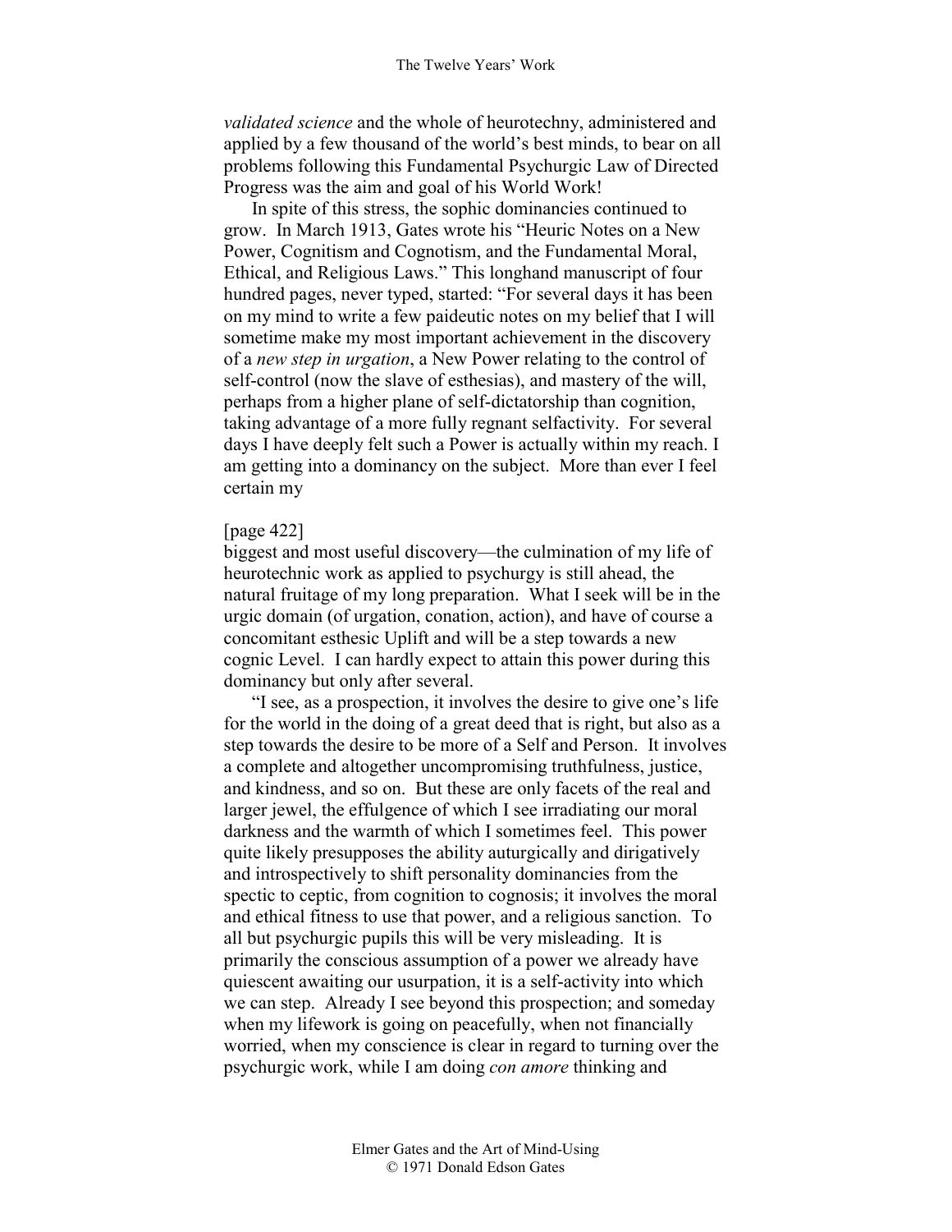*validated science* and the whole of heurotechny, administered and applied by a few thousand of the world's best minds, to bear on all problems following this Fundamental Psychurgic Law of Directed Progress was the aim and goal of his World Work!

In spite of this stress, the sophic dominancies continued to grow. In March 1913, Gates wrote his "Heuric Notes on a New Power, Cognitism and Cognotism, and the Fundamental Moral, Ethical, and Religious Laws." This longhand manuscript of four hundred pages, never typed, started: "For several days it has been on my mind to write a few paideutic notes on my belief that I will sometime make my most important achievement in the discovery of a *new step in urgation*, a New Power relating to the control of self-control (now the slave of esthesias), and mastery of the will, perhaps from a higher plane of self-dictatorship than cognition, taking advantage of a more fully regnant selfactivity. For several days I have deeply felt such a Power is actually within my reach. I am getting into a dominancy on the subject. More than ever I feel certain my

[page 422]
biggest and most useful discovery—the culmination of my life of heurotechnic work as applied to psychurgy is still ahead, the natural fruitage of my long preparation. What I seek will be in the urgic domain (of urgation, conation, action), and have of course a concomitant esthesic Uplift and will be a step towards a new cognic Level. I can hardly expect to attain this power during this dominancy but only after several.

"I see, as a prospection, it involves the desire to give one's life for the world in the doing of a great deed that is right, but also as a step towards the desire to be more of a Self and Person. It involves a complete and altogether uncompromising truthfulness, justice, and kindness, and so on. But these are only facets of the real and larger jewel, the effulgence of which I see irradiating our moral darkness and the warmth of which I sometimes feel. This power quite likely presupposes the ability auturgically and dirigatively and introspectively to shift personality dominancies from the spectic to ceptic, from cognition to cognosis; it involves the moral and ethical fitness to use that power, and a religious sanction. To all but psychurgic pupils this will be very misleading. It is primarily the conscious assumption of a power we already have quiescent awaiting our usurpation, it is a self-activity into which we can step. Already I see beyond this prospection; and someday when my lifework is going on peacefully, when not financially worried, when my conscience is clear in regard to turning over the psychurgic work, while I am doing *con amore* thinking and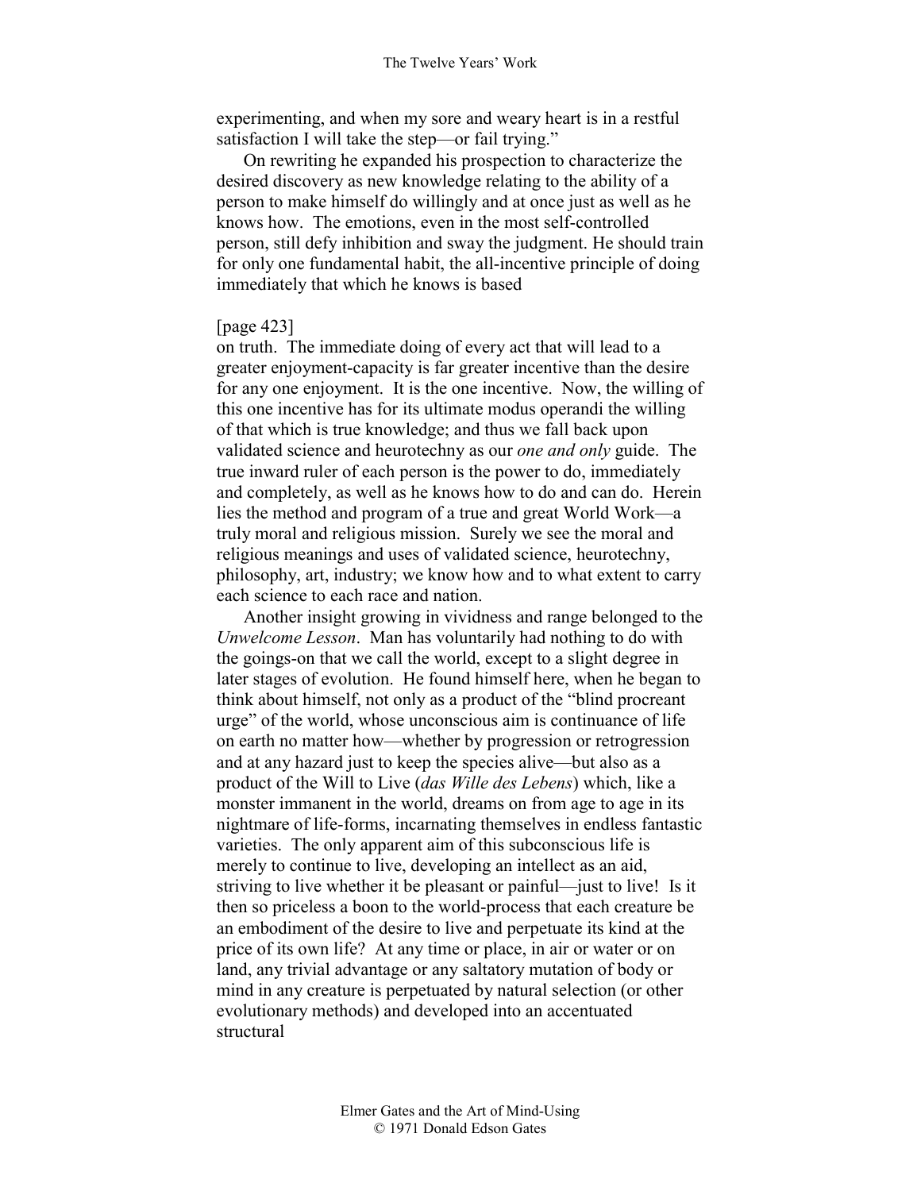experimenting, and when my sore and weary heart is in a restful satisfaction I will take the step—or fail trying."

On rewriting he expanded his prospection to characterize the desired discovery as new knowledge relating to the ability of a person to make himself do willingly and at once just as well as he knows how. The emotions, even in the most self-controlled person, still defy inhibition and sway the judgment. He should train for only one fundamental habit, the all-incentive principle of doing immediately that which he knows is based

[page 423]

on truth. The immediate doing of every act that will lead to a greater enjoyment-capacity is far greater incentive than the desire for any one enjoyment. It is the one incentive. Now, the willing of this one incentive has for its ultimate modus operandi the willing of that which is true knowledge; and thus we fall back upon validated science and heurotechny as our *one and only* guide. The true inward ruler of each person is the power to do, immediately and completely, as well as he knows how to do and can do. Herein lies the method and program of a true and great World Work—a truly moral and religious mission. Surely we see the moral and religious meanings and uses of validated science, heurotechny, philosophy, art, industry; we know how and to what extent to carry each science to each race and nation.

Another insight growing in vividness and range belonged to the *Unwelcome Lesson*. Man has voluntarily had nothing to do with the goings-on that we call the world, except to a slight degree in later stages of evolution. He found himself here, when he began to think about himself, not only as a product of the "blind procreant urge" of the world, whose unconscious aim is continuance of life on earth no matter how—whether by progression or retrogression and at any hazard just to keep the species alive—but also as a product of the Will to Live (*das Wille des Lebens*) which, like a monster immanent in the world, dreams on from age to age in its nightmare of life-forms, incarnating themselves in endless fantastic varieties. The only apparent aim of this subconscious life is merely to continue to live, developing an intellect as an aid, striving to live whether it be pleasant or painful—just to live! Is it then so priceless a boon to the world-process that each creature be an embodiment of the desire to live and perpetuate its kind at the price of its own life? At any time or place, in air or water or on land, any trivial advantage or any saltatory mutation of body or mind in any creature is perpetuated by natural selection (or other evolutionary methods) and developed into an accentuated structural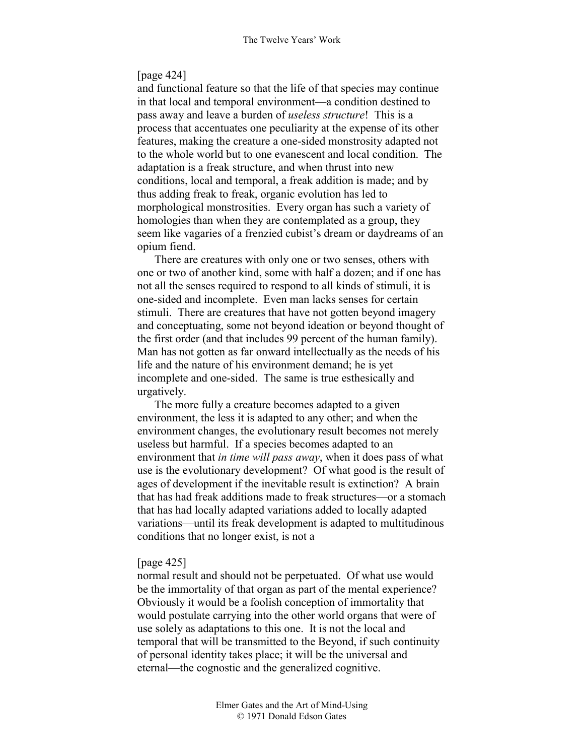[page 424]
and functional feature so that the life of that species may continue in that local and temporal environment—a condition destined to pass away and leave a burden of *useless structure*! This is a process that accentuates one peculiarity at the expense of its other features, making the creature a one-sided monstrosity adapted not to the whole world but to one evanescent and local condition. The adaptation is a freak structure, and when thrust into new conditions, local and temporal, a freak addition is made; and by thus adding freak to freak, organic evolution has led to morphological monstrosities. Every organ has such a variety of homologies than when they are contemplated as a group, they seem like vagaries of a frenzied cubist's dream or daydreams of an opium fiend.

There are creatures with only one or two senses, others with one or two of another kind, some with half a dozen; and if one has not all the senses required to respond to all kinds of stimuli, it is one-sided and incomplete. Even man lacks senses for certain stimuli. There are creatures that have not gotten beyond imagery and conceptuating, some not beyond ideation or beyond thought of the first order (and that includes 99 percent of the human family). Man has not gotten as far onward intellectually as the needs of his life and the nature of his environment demand; he is yet incomplete and one-sided. The same is true esthesically and urgatively.

The more fully a creature becomes adapted to a given environment, the less it is adapted to any other; and when the environment changes, the evolutionary result becomes not merely useless but harmful. If a species becomes adapted to an environment that *in time will pass away*, when it does pass of what use is the evolutionary development? Of what good is the result of ages of development if the inevitable result is extinction? A brain that has had freak additions made to freak structures—or a stomach that has had locally adapted variations added to locally adapted variations—until its freak development is adapted to multitudinous conditions that no longer exist, is not a

[page 425]
normal result and should not be perpetuated. Of what use would be the immortality of that organ as part of the mental experience? Obviously it would be a foolish conception of immortality that would postulate carrying into the other world organs that were of use solely as adaptations to this one. It is not the local and temporal that will be transmitted to the Beyond, if such continuity of personal identity takes place; it will be the universal and eternal—the cognostic and the generalized cognitive.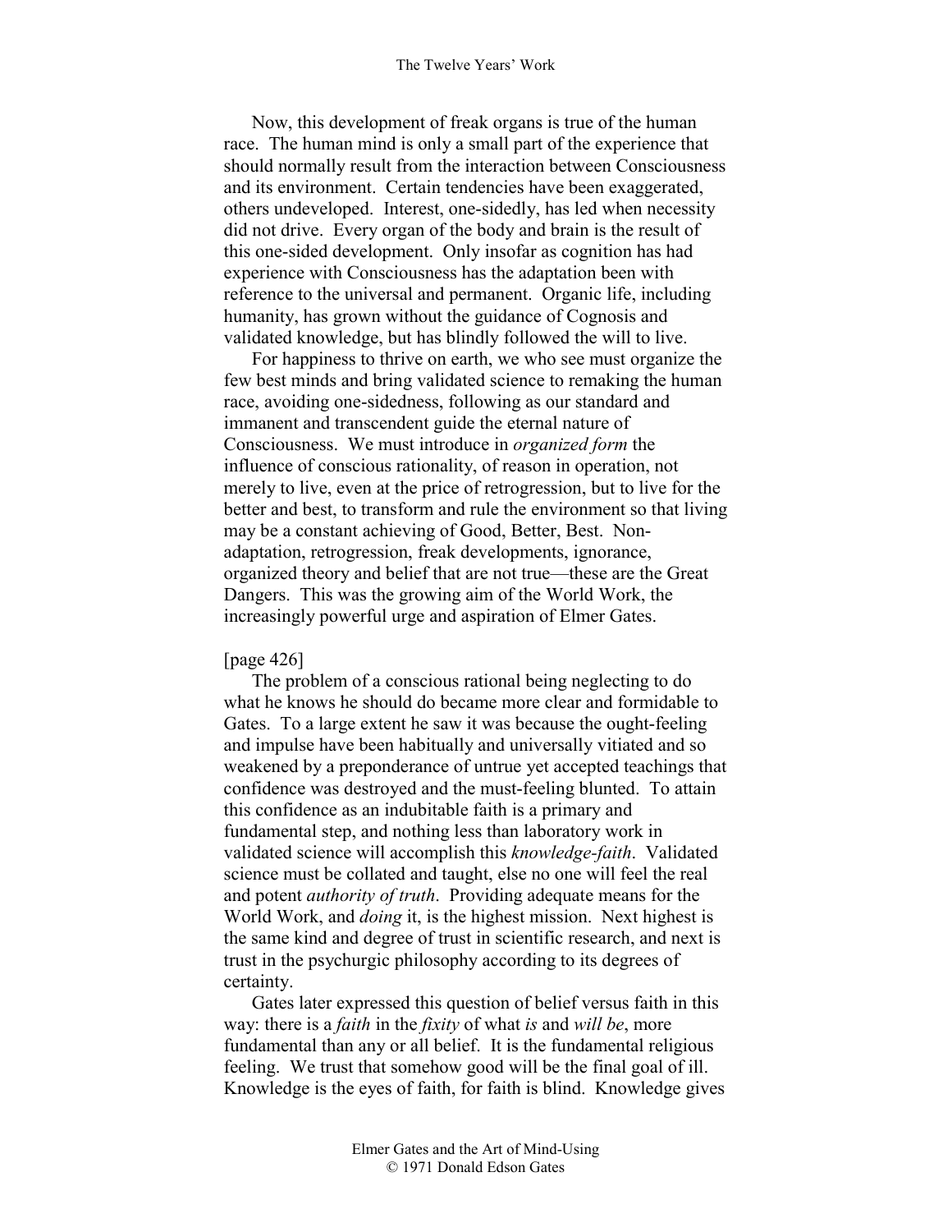Now, this development of freak organs is true of the human race. The human mind is only a small part of the experience that should normally result from the interaction between Consciousness and its environment. Certain tendencies have been exaggerated, others undeveloped. Interest, one-sidedly, has led when necessity did not drive. Every organ of the body and brain is the result of this one-sided development. Only insofar as cognition has had experience with Consciousness has the adaptation been with reference to the universal and permanent. Organic life, including humanity, has grown without the guidance of Cognosis and validated knowledge, but has blindly followed the will to live.

For happiness to thrive on earth, we who see must organize the few best minds and bring validated science to remaking the human race, avoiding one-sidedness, following as our standard and immanent and transcendent guide the eternal nature of Consciousness. We must introduce in *organized form* the influence of conscious rationality, of reason in operation, not merely to live, even at the price of retrogression, but to live for the better and best, to transform and rule the environment so that living may be a constant achieving of Good, Better, Best. Non-adaptation, retrogression, freak developments, ignorance, organized theory and belief that are not true—these are the Great Dangers. This was the growing aim of the World Work, the increasingly powerful urge and aspiration of Elmer Gates.

[page 426]

The problem of a conscious rational being neglecting to do what he knows he should do became more clear and formidable to Gates. To a large extent he saw it was because the ought-feeling and impulse have been habitually and universally vitiated and so weakened by a preponderance of untrue yet accepted teachings that confidence was destroyed and the must-feeling blunted. To attain this confidence as an indubitable faith is a primary and fundamental step, and nothing less than laboratory work in validated science will accomplish this *knowledge-faith*. Validated science must be collated and taught, else no one will feel the real and potent *authority of truth*. Providing adequate means for the World Work, and *doing* it, is the highest mission. Next highest is the same kind and degree of trust in scientific research, and next is trust in the psychurgic philosophy according to its degrees of certainty.

Gates later expressed this question of belief versus faith in this way: there is a *faith* in the *fixity* of what *is* and *will be*, more fundamental than any or all belief. It is the fundamental religious feeling. We trust that somehow good will be the final goal of ill. Knowledge is the eyes of faith, for faith is blind. Knowledge gives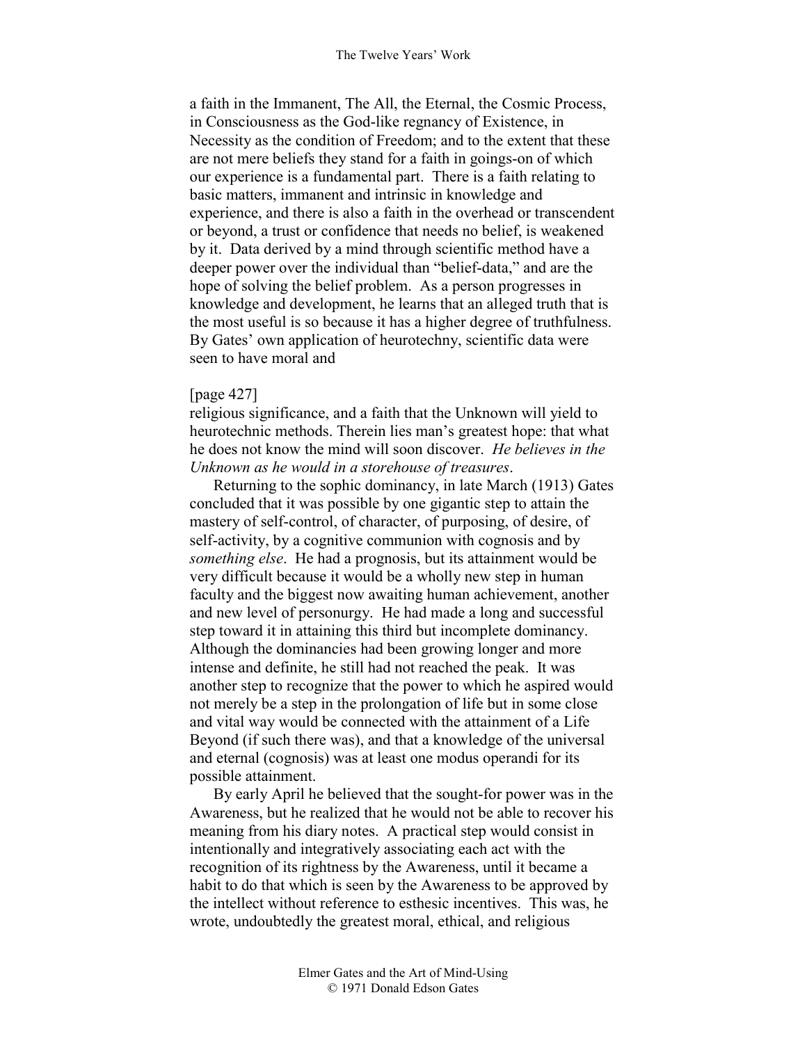a faith in the Immanent, The All, the Eternal, the Cosmic Process, in Consciousness as the God-like regnancy of Existence, in Necessity as the condition of Freedom; and to the extent that these are not mere beliefs they stand for a faith in goings-on of which our experience is a fundamental part. There is a faith relating to basic matters, immanent and intrinsic in knowledge and experience, and there is also a faith in the overhead or transcendent or beyond, a trust or confidence that needs no belief, is weakened by it. Data derived by a mind through scientific method have a deeper power over the individual than "belief-data," and are the hope of solving the belief problem. As a person progresses in knowledge and development, he learns that an alleged truth that is the most useful is so because it has a higher degree of truthfulness. By Gates' own application of heurotechny, scientific data were seen to have moral and

[page 427]
religious significance, and a faith that the Unknown will yield to heurotechnic methods. Therein lies man's greatest hope: that what he does not know the mind will soon discover. *He believes in the Unknown as he would in a storehouse of treasures*.

Returning to the sophic dominancy, in late March (1913) Gates concluded that it was possible by one gigantic step to attain the mastery of self-control, of character, of purposing, of desire, of self-activity, by a cognitive communion with cognosis and by *something else*. He had a prognosis, but its attainment would be very difficult because it would be a wholly new step in human faculty and the biggest now awaiting human achievement, another and new level of personurgy. He had made a long and successful step toward it in attaining this third but incomplete dominancy. Although the dominancies had been growing longer and more intense and definite, he still had not reached the peak. It was another step to recognize that the power to which he aspired would not merely be a step in the prolongation of life but in some close and vital way would be connected with the attainment of a Life Beyond (if such there was), and that a knowledge of the universal and eternal (cognosis) was at least one modus operandi for its possible attainment.

By early April he believed that the sought-for power was in the Awareness, but he realized that he would not be able to recover his meaning from his diary notes. A practical step would consist in intentionally and integratively associating each act with the recognition of its rightness by the Awareness, until it became a habit to do that which is seen by the Awareness to be approved by the intellect without reference to esthesic incentives. This was, he wrote, undoubtedly the greatest moral, ethical, and religious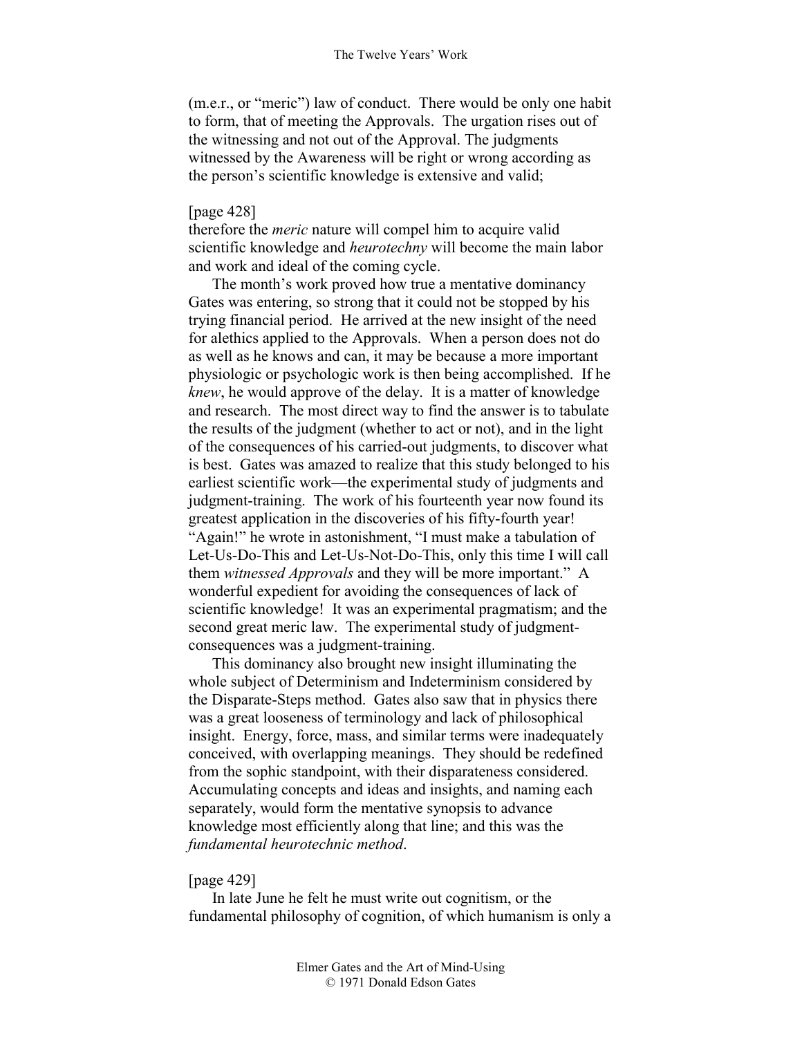(m.e.r., or "meric") law of conduct. There would be only one habit to form, that of meeting the Approvals. The urgation rises out of the witnessing and not out of the Approval. The judgments witnessed by the Awareness will be right or wrong according as the person's scientific knowledge is extensive and valid;

[page 428]
therefore the *meric* nature will compel him to acquire valid scientific knowledge and *heurotechny* will become the main labor and work and ideal of the coming cycle.

The month's work proved how true a mentative dominancy Gates was entering, so strong that it could not be stopped by his trying financial period. He arrived at the new insight of the need for alethics applied to the Approvals. When a person does not do as well as he knows and can, it may be because a more important physiologic or psychologic work is then being accomplished. If he *knew*, he would approve of the delay. It is a matter of knowledge and research. The most direct way to find the answer is to tabulate the results of the judgment (whether to act or not), and in the light of the consequences of his carried-out judgments, to discover what is best. Gates was amazed to realize that this study belonged to his earliest scientific work—the experimental study of judgments and judgment-training. The work of his fourteenth year now found its greatest application in the discoveries of his fifty-fourth year! "Again!" he wrote in astonishment, "I must make a tabulation of Let-Us-Do-This and Let-Us-Not-Do-This, only this time I will call them *witnessed Approvals* and they will be more important." A wonderful expedient for avoiding the consequences of lack of scientific knowledge! It was an experimental pragmatism; and the second great meric law. The experimental study of judgment-consequences was a judgment-training.

This dominancy also brought new insight illuminating the whole subject of Determinism and Indeterminism considered by the Disparate-Steps method. Gates also saw that in physics there was a great looseness of terminology and lack of philosophical insight. Energy, force, mass, and similar terms were inadequately conceived, with overlapping meanings. They should be redefined from the sophic standpoint, with their disparateness considered. Accumulating concepts and ideas and insights, and naming each separately, would form the mentative synopsis to advance knowledge most efficiently along that line; and this was the *fundamental heurotechnic method*.

[page 429]
In late June he felt he must write out cognitism, or the fundamental philosophy of cognition, of which humanism is only a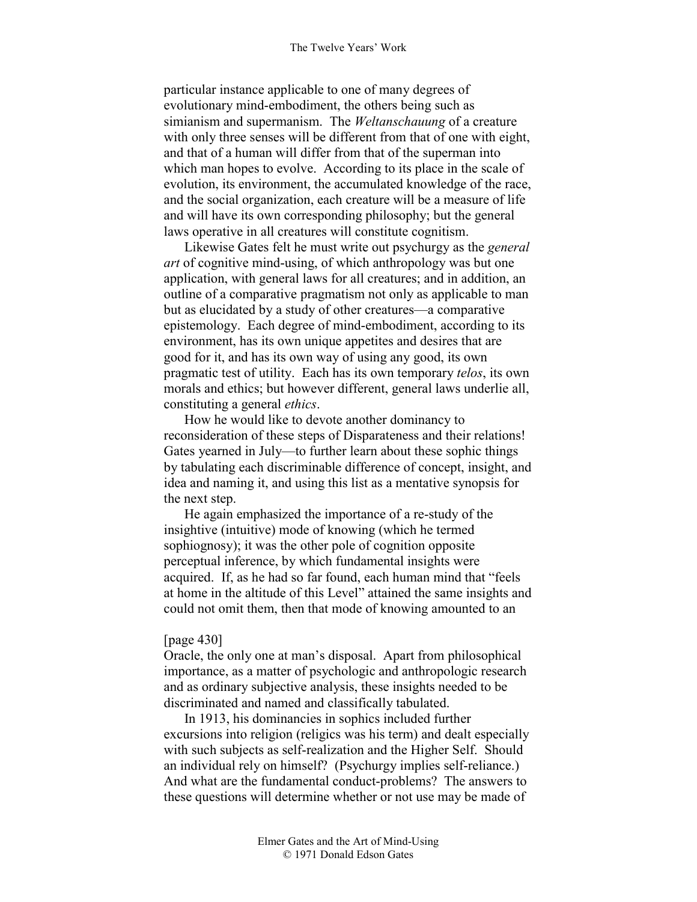particular instance applicable to one of many degrees of evolutionary mind-embodiment, the others being such as simianism and supermanism. The *Weltanschauung* of a creature with only three senses will be different from that of one with eight, and that of a human will differ from that of the superman into which man hopes to evolve. According to its place in the scale of evolution, its environment, the accumulated knowledge of the race, and the social organization, each creature will be a measure of life and will have its own corresponding philosophy; but the general laws operative in all creatures will constitute cognitism.

Likewise Gates felt he must write out psychurgy as the *general art* of cognitive mind-using, of which anthropology was but one application, with general laws for all creatures; and in addition, an outline of a comparative pragmatism not only as applicable to man but as elucidated by a study of other creatures—a comparative epistemology. Each degree of mind-embodiment, according to its environment, has its own unique appetites and desires that are good for it, and has its own way of using any good, its own pragmatic test of utility. Each has its own temporary *telos*, its own morals and ethics; but however different, general laws underlie all, constituting a general *ethics*.

How he would like to devote another dominancy to reconsideration of these steps of Disparateness and their relations! Gates yearned in July—to further learn about these sophic things by tabulating each discriminable difference of concept, insight, and idea and naming it, and using this list as a mentative synopsis for the next step.

He again emphasized the importance of a re-study of the insightive (intuitive) mode of knowing (which he termed sophiognosy); it was the other pole of cognition opposite perceptual inference, by which fundamental insights were acquired. If, as he had so far found, each human mind that "feels at home in the altitude of this Level" attained the same insights and could not omit them, then that mode of knowing amounted to an

[page 430]

Oracle, the only one at man's disposal. Apart from philosophical importance, as a matter of psychologic and anthropologic research and as ordinary subjective analysis, these insights needed to be discriminated and named and classifically tabulated.

In 1913, his dominancies in sophics included further excursions into religion (religics was his term) and dealt especially with such subjects as self-realization and the Higher Self. Should an individual rely on himself? (Psychurgy implies self-reliance.) And what are the fundamental conduct-problems? The answers to these questions will determine whether or not use may be made of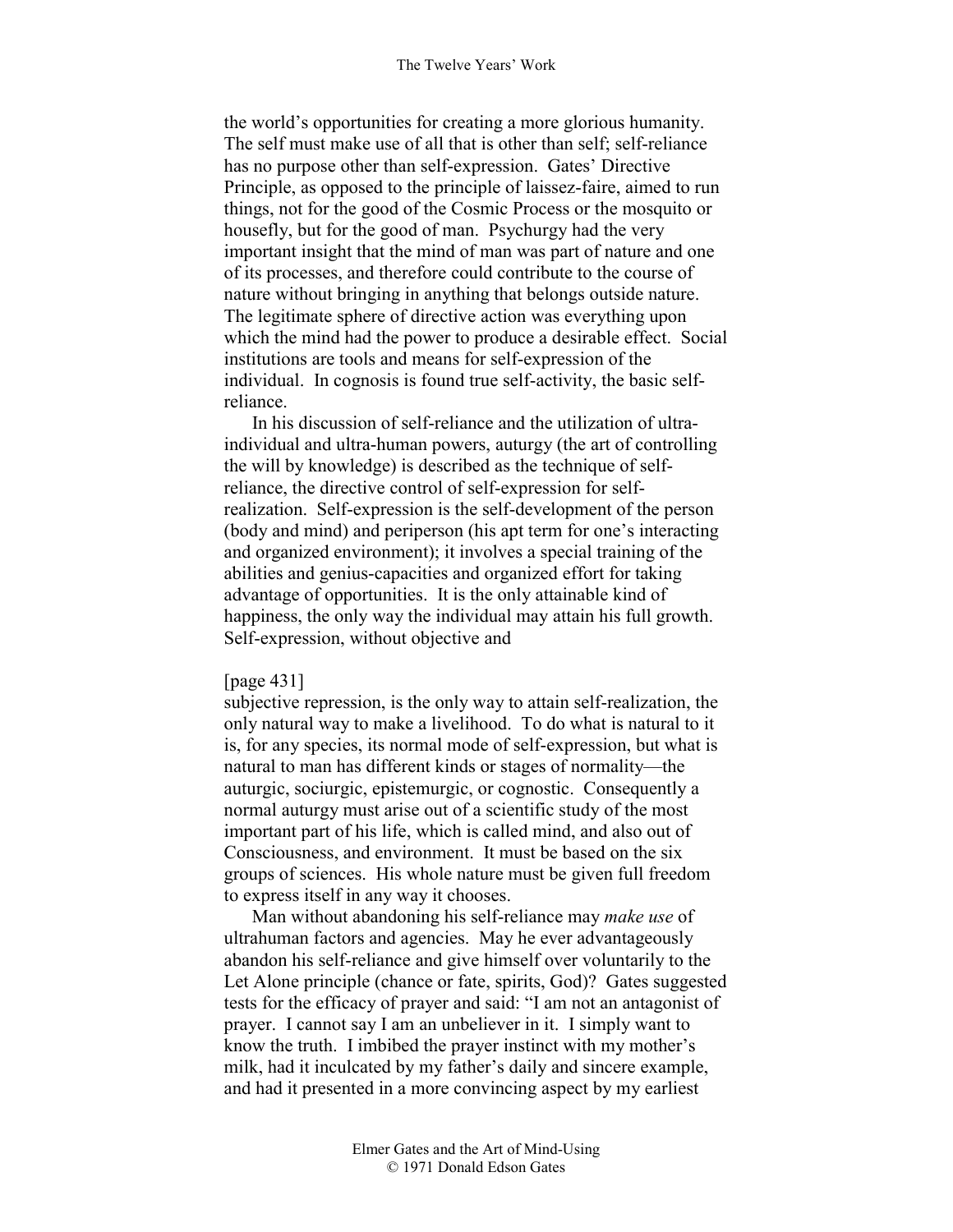the world's opportunities for creating a more glorious humanity. The self must make use of all that is other than self; self-reliance has no purpose other than self-expression. Gates' Directive Principle, as opposed to the principle of laissez-faire, aimed to run things, not for the good of the Cosmic Process or the mosquito or housefly, but for the good of man. Psychurgy had the very important insight that the mind of man was part of nature and one of its processes, and therefore could contribute to the course of nature without bringing in anything that belongs outside nature. The legitimate sphere of directive action was everything upon which the mind had the power to produce a desirable effect. Social institutions are tools and means for self-expression of the individual. In cognosis is found true self-activity, the basic self-reliance.

In his discussion of self-reliance and the utilization of ultra-individual and ultra-human powers, auturgy (the art of controlling the will by knowledge) is described as the technique of self-reliance, the directive control of self-expression for self-realization. Self-expression is the self-development of the person (body and mind) and periperson (his apt term for one's interacting and organized environment); it involves a special training of the abilities and genius-capacities and organized effort for taking advantage of opportunities. It is the only attainable kind of happiness, the only way the individual may attain his full growth. Self-expression, without objective and

[page 431]

subjective repression, is the only way to attain self-realization, the only natural way to make a livelihood. To do what is natural to it is, for any species, its normal mode of self-expression, but what is natural to man has different kinds or stages of normality—the auturgic, sociurgic, epistemurgic, or cognostic. Consequently a normal auturgy must arise out of a scientific study of the most important part of his life, which is called mind, and also out of Consciousness, and environment. It must be based on the six groups of sciences. His whole nature must be given full freedom to express itself in any way it chooses.

Man without abandoning his self-reliance may *make use* of ultrahuman factors and agencies. May he ever advantageously abandon his self-reliance and give himself over voluntarily to the Let Alone principle (chance or fate, spirits, God)? Gates suggested tests for the efficacy of prayer and said: "I am not an antagonist of prayer. I cannot say I am an unbeliever in it. I simply want to know the truth. I imbibed the prayer instinct with my mother's milk, had it inculcated by my father's daily and sincere example, and had it presented in a more convincing aspect by my earliest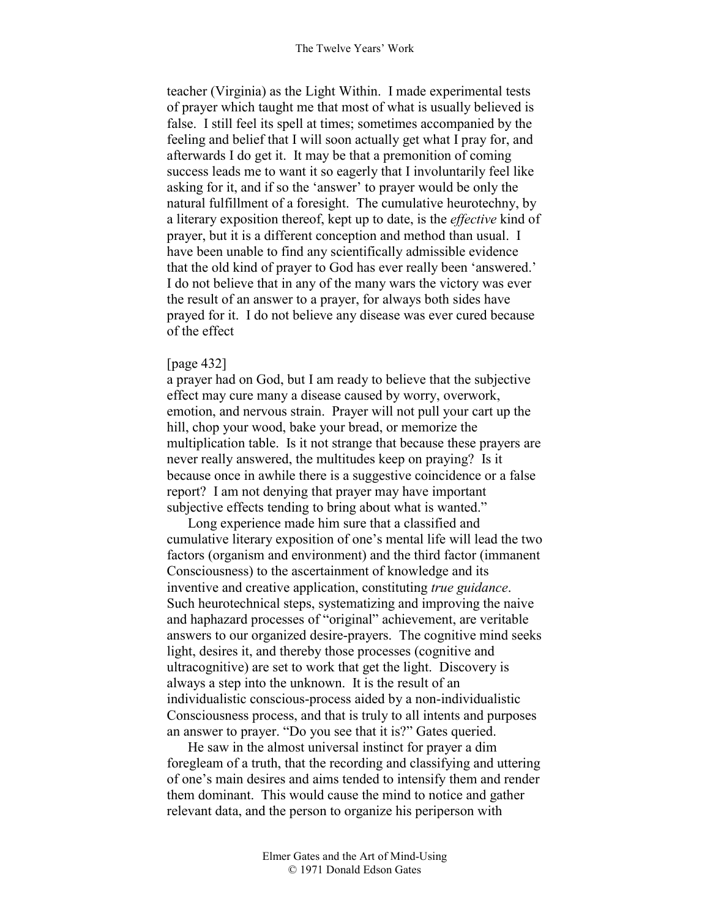teacher (Virginia) as the Light Within. I made experimental tests of prayer which taught me that most of what is usually believed is false. I still feel its spell at times; sometimes accompanied by the feeling and belief that I will soon actually get what I pray for, and afterwards I do get it. It may be that a premonition of coming success leads me to want it so eagerly that I involuntarily feel like asking for it, and if so the 'answer' to prayer would be only the natural fulfillment of a foresight. The cumulative heurotechny, by a literary exposition thereof, kept up to date, is the *effective* kind of prayer, but it is a different conception and method than usual. I have been unable to find any scientifically admissible evidence that the old kind of prayer to God has ever really been 'answered.' I do not believe that in any of the many wars the victory was ever the result of an answer to a prayer, for always both sides have prayed for it. I do not believe any disease was ever cured because of the effect

[page 432]
a prayer had on God, but I am ready to believe that the subjective effect may cure many a disease caused by worry, overwork, emotion, and nervous strain. Prayer will not pull your cart up the hill, chop your wood, bake your bread, or memorize the multiplication table. Is it not strange that because these prayers are never really answered, the multitudes keep on praying? Is it because once in awhile there is a suggestive coincidence or a false report? I am not denying that prayer may have important subjective effects tending to bring about what is wanted."

Long experience made him sure that a classified and cumulative literary exposition of one's mental life will lead the two factors (organism and environment) and the third factor (immanent Consciousness) to the ascertainment of knowledge and its inventive and creative application, constituting *true guidance*. Such heurotechnical steps, systematizing and improving the naive and haphazard processes of "original" achievement, are veritable answers to our organized desire-prayers. The cognitive mind seeks light, desires it, and thereby those processes (cognitive and ultracognitive) are set to work that get the light. Discovery is always a step into the unknown. It is the result of an individualistic conscious-process aided by a non-individualistic Consciousness process, and that is truly to all intents and purposes an answer to prayer. "Do you see that it is?" Gates queried.

He saw in the almost universal instinct for prayer a dim foregleam of a truth, that the recording and classifying and uttering of one's main desires and aims tended to intensify them and render them dominant. This would cause the mind to notice and gather relevant data, and the person to organize his periperson with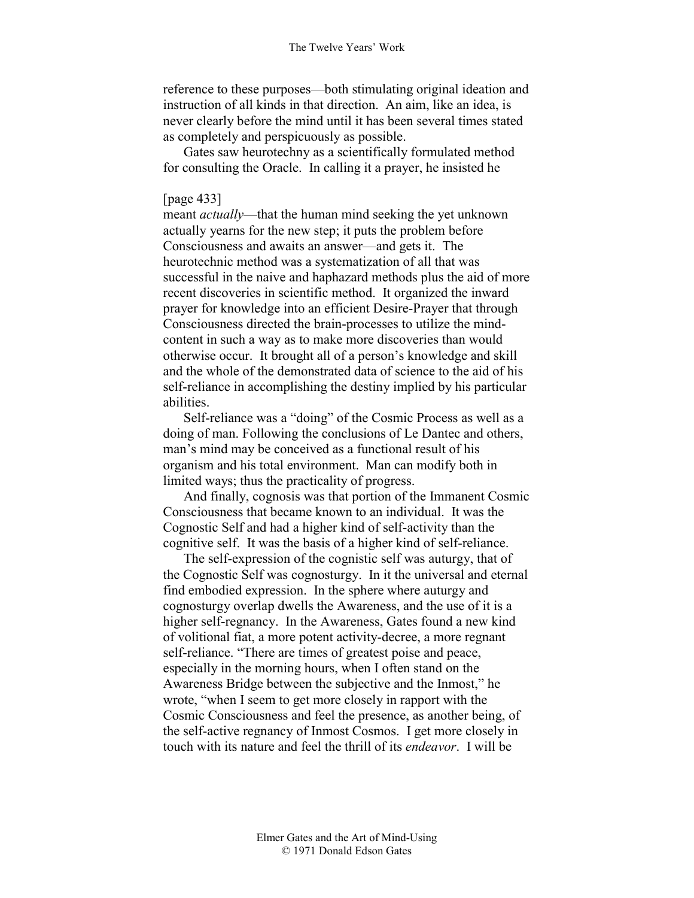reference to these purposes—both stimulating original ideation and instruction of all kinds in that direction. An aim, like an idea, is never clearly before the mind until it has been several times stated as completely and perspicuously as possible.

Gates saw heurotechny as a scientifically formulated method for consulting the Oracle. In calling it a prayer, he insisted he

[page 433]

meant *actually*—that the human mind seeking the yet unknown actually yearns for the new step; it puts the problem before Consciousness and awaits an answer—and gets it. The heurotechnic method was a systematization of all that was successful in the naive and haphazard methods plus the aid of more recent discoveries in scientific method. It organized the inward prayer for knowledge into an efficient Desire-Prayer that through Consciousness directed the brain-processes to utilize the mind-content in such a way as to make more discoveries than would otherwise occur. It brought all of a person's knowledge and skill and the whole of the demonstrated data of science to the aid of his self-reliance in accomplishing the destiny implied by his particular abilities.

Self-reliance was a "doing" of the Cosmic Process as well as a doing of man. Following the conclusions of Le Dantec and others, man's mind may be conceived as a functional result of his organism and his total environment. Man can modify both in limited ways; thus the practicality of progress.

And finally, cognosis was that portion of the Immanent Cosmic Consciousness that became known to an individual. It was the Cognostic Self and had a higher kind of self-activity than the cognitive self. It was the basis of a higher kind of self-reliance.

The self-expression of the cognistic self was auturgy, that of the Cognostic Self was cognosturgy. In it the universal and eternal find embodied expression. In the sphere where auturgy and cognosturgy overlap dwells the Awareness, and the use of it is a higher self-regnancy. In the Awareness, Gates found a new kind of volitional fiat, a more potent activity-decree, a more regnant self-reliance. "There are times of greatest poise and peace, especially in the morning hours, when I often stand on the Awareness Bridge between the subjective and the Inmost," he wrote, "when I seem to get more closely in rapport with the Cosmic Consciousness and feel the presence, as another being, of the self-active regnancy of Inmost Cosmos. I get more closely in touch with its nature and feel the thrill of its *endeavor*. I will be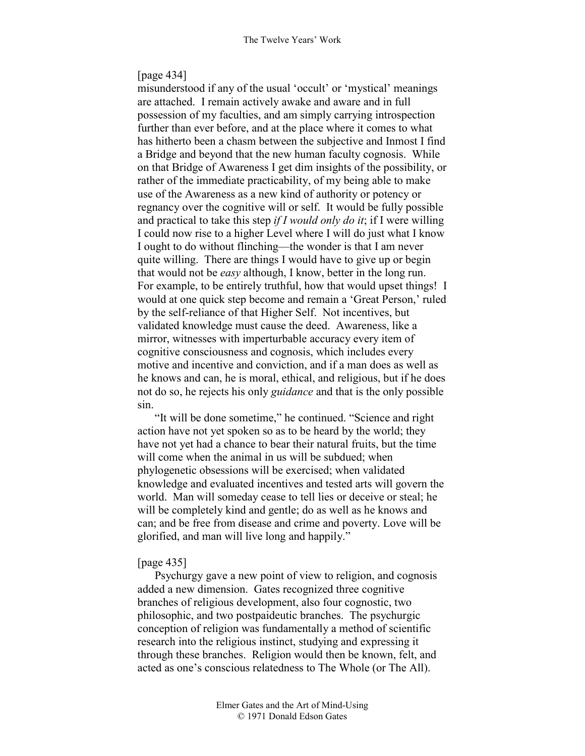[page 434]

misunderstood if any of the usual 'occult' or 'mystical' meanings are attached. I remain actively awake and aware and in full possession of my faculties, and am simply carrying introspection further than ever before, and at the place where it comes to what has hitherto been a chasm between the subjective and Inmost I find a Bridge and beyond that the new human faculty cognosis. While on that Bridge of Awareness I get dim insights of the possibility, or rather of the immediate practicability, of my being able to make use of the Awareness as a new kind of authority or potency or regnancy over the cognitive will or self. It would be fully possible and practical to take this step *if I would only do it*; if I were willing I could now rise to a higher Level where I will do just what I know I ought to do without flinching—the wonder is that I am never quite willing. There are things I would have to give up or begin that would not be *easy* although, I know, better in the long run. For example, to be entirely truthful, how that would upset things! I would at one quick step become and remain a 'Great Person,' ruled by the self-reliance of that Higher Self. Not incentives, but validated knowledge must cause the deed. Awareness, like a mirror, witnesses with imperturbable accuracy every item of cognitive consciousness and cognosis, which includes every motive and incentive and conviction, and if a man does as well as he knows and can, he is moral, ethical, and religious, but if he does not do so, he rejects his only *guidance* and that is the only possible sin.

"It will be done sometime," he continued. "Science and right action have not yet spoken so as to be heard by the world; they have not yet had a chance to bear their natural fruits, but the time will come when the animal in us will be subdued; when phylogenetic obsessions will be exercised; when validated knowledge and evaluated incentives and tested arts will govern the world. Man will someday cease to tell lies or deceive or steal; he will be completely kind and gentle; do as well as he knows and can; and be free from disease and crime and poverty. Love will be glorified, and man will live long and happily."

[page 435]

Psychurgy gave a new point of view to religion, and cognosis added a new dimension. Gates recognized three cognitive branches of religious development, also four cognostic, two philosophic, and two postpaideutic branches. The psychurgic conception of religion was fundamentally a method of scientific research into the religious instinct, studying and expressing it through these branches. Religion would then be known, felt, and acted as one's conscious relatedness to The Whole (or The All).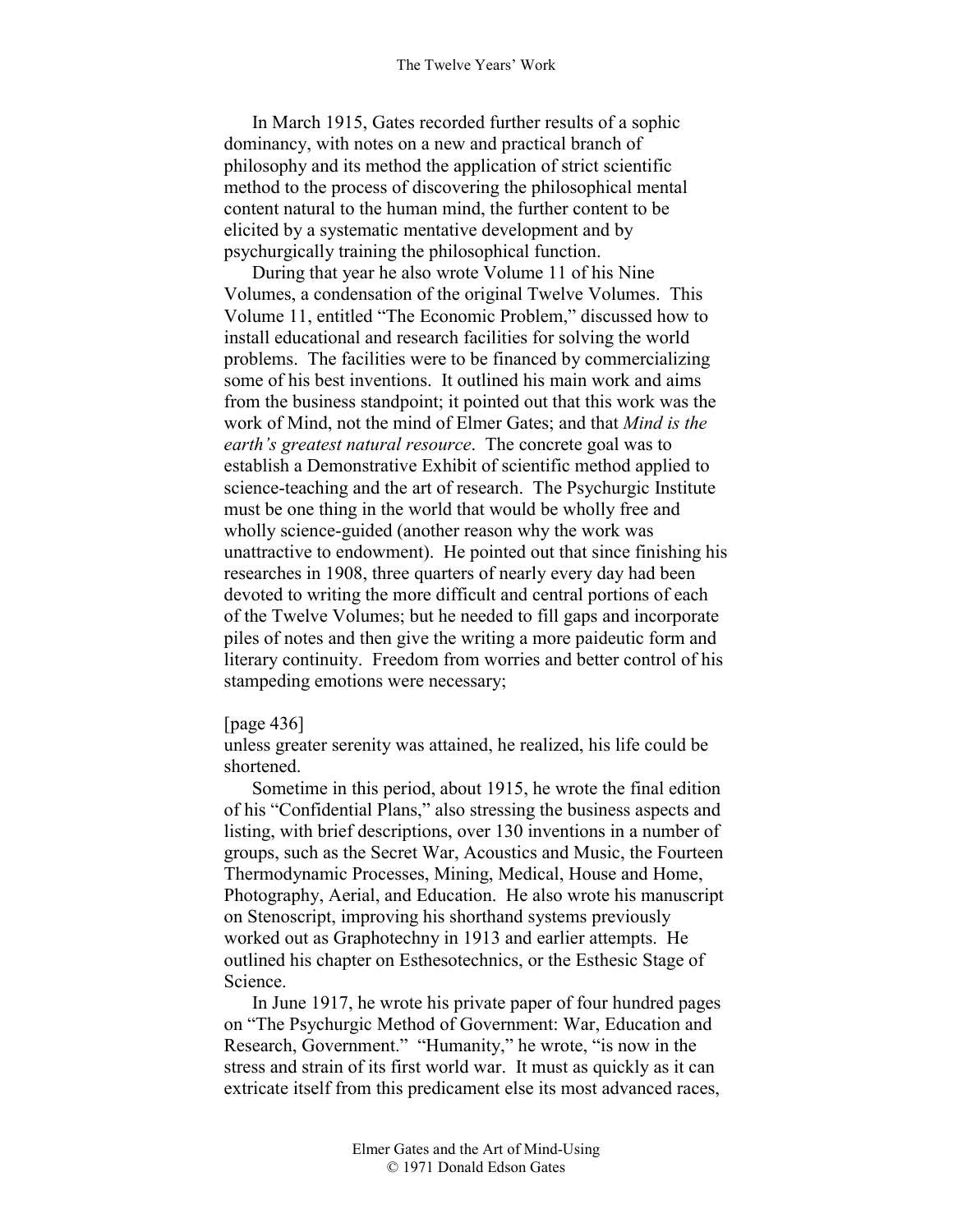In March 1915, Gates recorded further results of a sophic dominancy, with notes on a new and practical branch of philosophy and its method the application of strict scientific method to the process of discovering the philosophical mental content natural to the human mind, the further content to be elicited by a systematic mentative development and by psychurgically training the philosophical function.

During that year he also wrote Volume 11 of his Nine Volumes, a condensation of the original Twelve Volumes. This Volume 11, entitled "The Economic Problem," discussed how to install educational and research facilities for solving the world problems. The facilities were to be financed by commercializing some of his best inventions. It outlined his main work and aims from the business standpoint; it pointed out that this work was the work of Mind, not the mind of Elmer Gates; and that *Mind is the earth's greatest natural resource*. The concrete goal was to establish a Demonstrative Exhibit of scientific method applied to science-teaching and the art of research. The Psychurgic Institute must be one thing in the world that would be wholly free and wholly science-guided (another reason why the work was unattractive to endowment). He pointed out that since finishing his researches in 1908, three quarters of nearly every day had been devoted to writing the more difficult and central portions of each of the Twelve Volumes; but he needed to fill gaps and incorporate piles of notes and then give the writing a more paideutic form and literary continuity. Freedom from worries and better control of his stampeding emotions were necessary;

[page 436]
unless greater serenity was attained, he realized, his life could be shortened.

Sometime in this period, about 1915, he wrote the final edition of his "Confidential Plans," also stressing the business aspects and listing, with brief descriptions, over 130 inventions in a number of groups, such as the Secret War, Acoustics and Music, the Fourteen Thermodynamic Processes, Mining, Medical, House and Home, Photography, Aerial, and Education. He also wrote his manuscript on Stenoscript, improving his shorthand systems previously worked out as Graphotechny in 1913 and earlier attempts. He outlined his chapter on Esthesotechnics, or the Esthesic Stage of Science.

In June 1917, he wrote his private paper of four hundred pages on "The Psychurgic Method of Government: War, Education and Research, Government." "Humanity," he wrote, "is now in the stress and strain of its first world war. It must as quickly as it can extricate itself from this predicament else its most advanced races,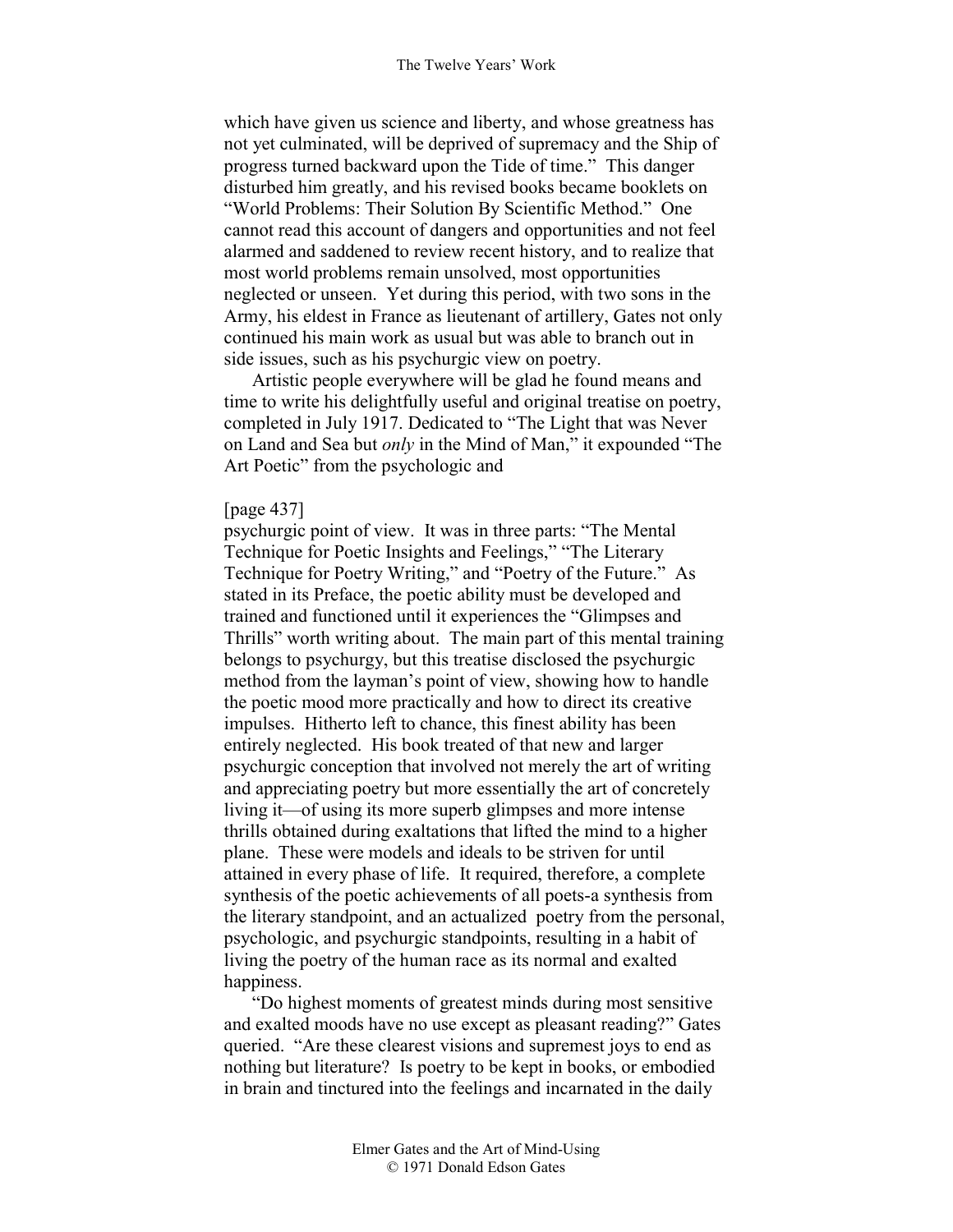which have given us science and liberty, and whose greatness has not yet culminated, will be deprived of supremacy and the Ship of progress turned backward upon the Tide of time." This danger disturbed him greatly, and his revised books became booklets on "World Problems: Their Solution By Scientific Method." One cannot read this account of dangers and opportunities and not feel alarmed and saddened to review recent history, and to realize that most world problems remain unsolved, most opportunities neglected or unseen. Yet during this period, with two sons in the Army, his eldest in France as lieutenant of artillery, Gates not only continued his main work as usual but was able to branch out in side issues, such as his psychurgic view on poetry.

Artistic people everywhere will be glad he found means and time to write his delightfully useful and original treatise on poetry, completed in July 1917. Dedicated to "The Light that was Never on Land and Sea but *only* in the Mind of Man," it expounded "The Art Poetic" from the psychologic and

[page 437]
psychurgic point of view. It was in three parts: "The Mental Technique for Poetic Insights and Feelings," "The Literary Technique for Poetry Writing," and "Poetry of the Future." As stated in its Preface, the poetic ability must be developed and trained and functioned until it experiences the "Glimpses and Thrills" worth writing about. The main part of this mental training belongs to psychurgy, but this treatise disclosed the psychurgic method from the layman's point of view, showing how to handle the poetic mood more practically and how to direct its creative impulses. Hitherto left to chance, this finest ability has been entirely neglected. His book treated of that new and larger psychurgic conception that involved not merely the art of writing and appreciating poetry but more essentially the art of concretely living it—of using its more superb glimpses and more intense thrills obtained during exaltations that lifted the mind to a higher plane. These were models and ideals to be striven for until attained in every phase of life. It required, therefore, a complete synthesis of the poetic achievements of all poets-a synthesis from the literary standpoint, and an actualized poetry from the personal, psychologic, and psychurgic standpoints, resulting in a habit of living the poetry of the human race as its normal and exalted happiness.

"Do highest moments of greatest minds during most sensitive and exalted moods have no use except as pleasant reading?" Gates queried. "Are these clearest visions and supremest joys to end as nothing but literature? Is poetry to be kept in books, or embodied in brain and tinctured into the feelings and incarnated in the daily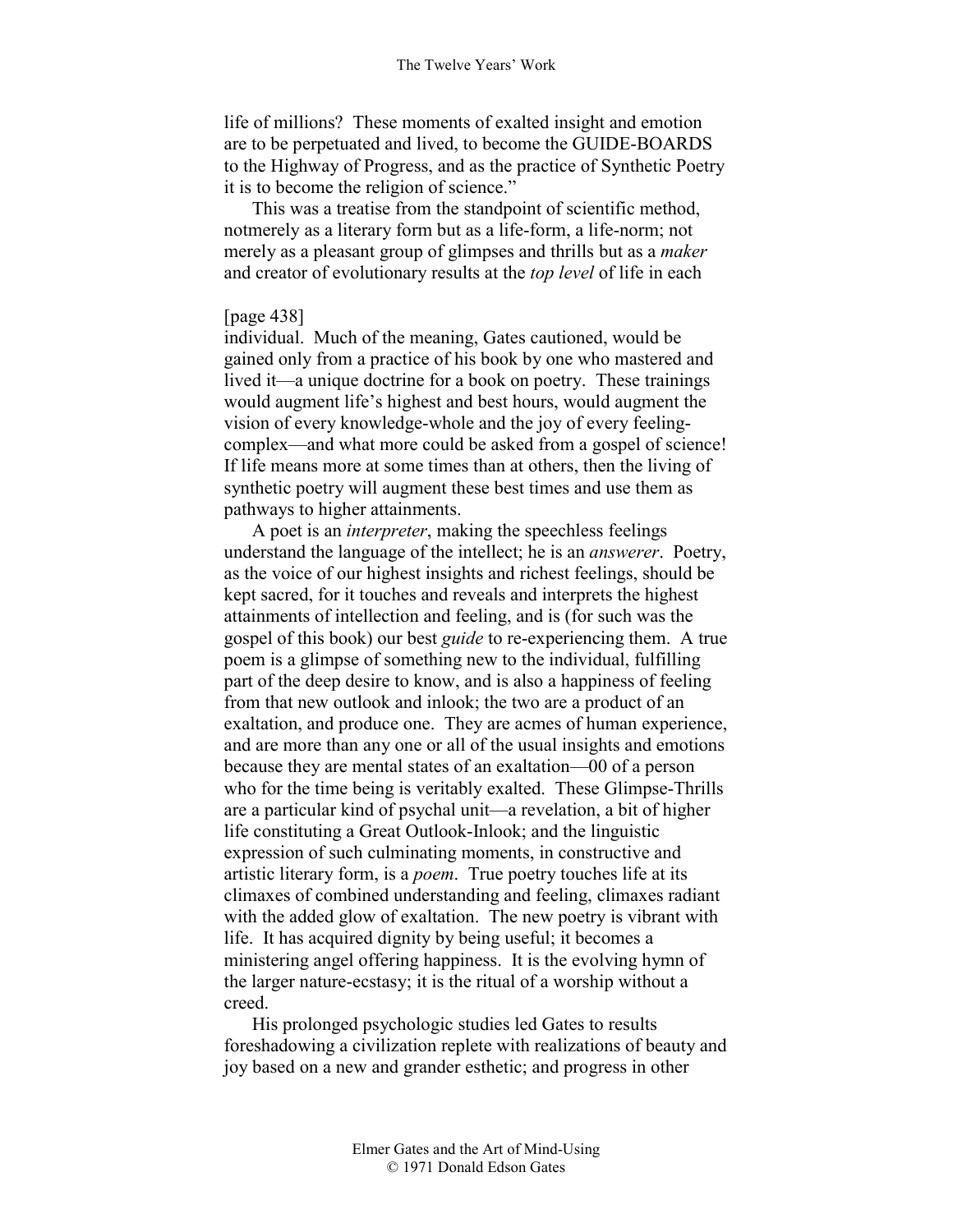life of millions? These moments of exalted insight and emotion are to be perpetuated and lived, to become the GUIDE-BOARDS to the Highway of Progress, and as the practice of Synthetic Poetry it is to become the religion of science."

This was a treatise from the standpoint of scientific method, notmerely as a literary form but as a life-form, a life-norm; not merely as a pleasant group of glimpses and thrills but as a *maker* and creator of evolutionary results at the *top level* of life in each

[page 438]
individual. Much of the meaning, Gates cautioned, would be gained only from a practice of his book by one who mastered and lived it—a unique doctrine for a book on poetry. These trainings would augment life's highest and best hours, would augment the vision of every knowledge-whole and the joy of every feeling-complex—and what more could be asked from a gospel of science! If life means more at some times than at others, then the living of synthetic poetry will augment these best times and use them as pathways to higher attainments.

A poet is an *interpreter*, making the speechless feelings understand the language of the intellect; he is an *answerer*. Poetry, as the voice of our highest insights and richest feelings, should be kept sacred, for it touches and reveals and interprets the highest attainments of intellection and feeling, and is (for such was the gospel of this book) our best *guide* to re-experiencing them. A true poem is a glimpse of something new to the individual, fulfilling part of the deep desire to know, and is also a happiness of feeling from that new outlook and inlook; the two are a product of an exaltation, and produce one. They are acmes of human experience, and are more than any one or all of the usual insights and emotions because they are mental states of an exaltation—00 of a person who for the time being is veritably exalted. These Glimpse-Thrills are a particular kind of psychal unit—a revelation, a bit of higher life constituting a Great Outlook-Inlook; and the linguistic expression of such culminating moments, in constructive and artistic literary form, is a *poem*. True poetry touches life at its climaxes of combined understanding and feeling, climaxes radiant with the added glow of exaltation. The new poetry is vibrant with life. It has acquired dignity by being useful; it becomes a ministering angel offering happiness. It is the evolving hymn of the larger nature-ecstasy; it is the ritual of a worship without a creed.

His prolonged psychologic studies led Gates to results foreshadowing a civilization replete with realizations of beauty and joy based on a new and grander esthetic; and progress in other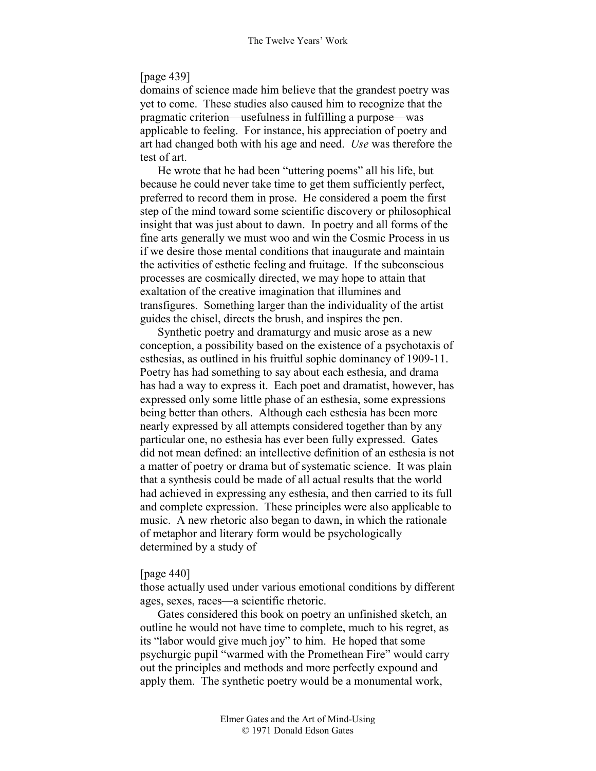[page 439]
domains of science made him believe that the grandest poetry was yet to come. These studies also caused him to recognize that the pragmatic criterion—usefulness in fulfilling a purpose—was applicable to feeling. For instance, his appreciation of poetry and art had changed both with his age and need. *Use* was therefore the test of art.

He wrote that he had been "uttering poems" all his life, but because he could never take time to get them sufficiently perfect, preferred to record them in prose. He considered a poem the first step of the mind toward some scientific discovery or philosophical insight that was just about to dawn. In poetry and all forms of the fine arts generally we must woo and win the Cosmic Process in us if we desire those mental conditions that inaugurate and maintain the activities of esthetic feeling and fruitage. If the subconscious processes are cosmically directed, we may hope to attain that exaltation of the creative imagination that illumines and transfigures. Something larger than the individuality of the artist guides the chisel, directs the brush, and inspires the pen.

Synthetic poetry and dramaturgy and music arose as a new conception, a possibility based on the existence of a psychotaxis of esthesias, as outlined in his fruitful sophic dominancy of 1909-11. Poetry has had something to say about each esthesia, and drama has had a way to express it. Each poet and dramatist, however, has expressed only some little phase of an esthesia, some expressions being better than others. Although each esthesia has been more nearly expressed by all attempts considered together than by any particular one, no esthesia has ever been fully expressed. Gates did not mean defined: an intellective definition of an esthesia is not a matter of poetry or drama but of systematic science. It was plain that a synthesis could be made of all actual results that the world had achieved in expressing any esthesia, and then carried to its full and complete expression. These principles were also applicable to music. A new rhetoric also began to dawn, in which the rationale of metaphor and literary form would be psychologically determined by a study of

[page 440]
those actually used under various emotional conditions by different ages, sexes, races—a scientific rhetoric.

Gates considered this book on poetry an unfinished sketch, an outline he would not have time to complete, much to his regret, as its "labor would give much joy" to him. He hoped that some psychurgic pupil "warmed with the Promethean Fire" would carry out the principles and methods and more perfectly expound and apply them. The synthetic poetry would be a monumental work,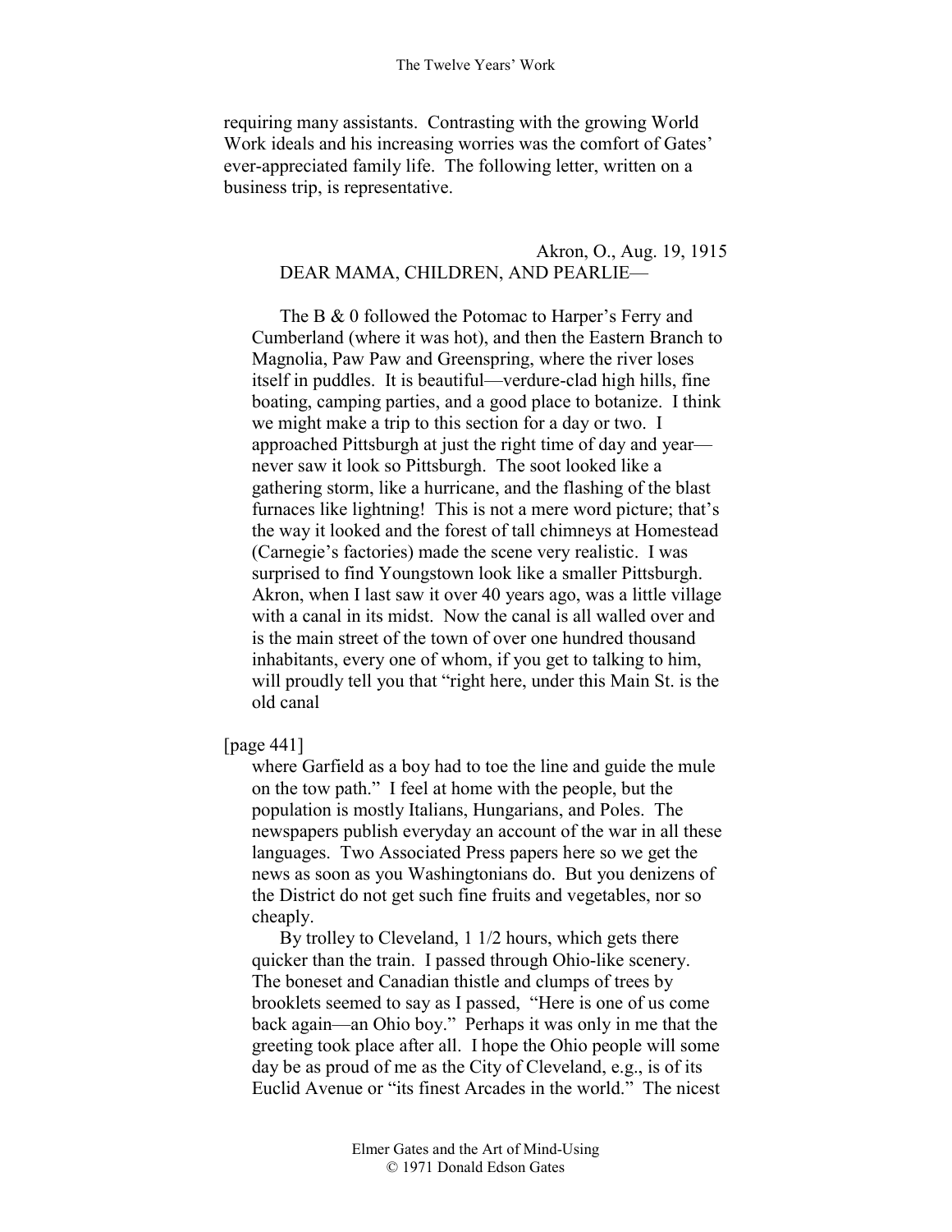requiring many assistants. Contrasting with the growing World Work ideals and his increasing worries was the comfort of Gates' ever-appreciated family life. The following letter, written on a business trip, is representative.

> Akron, O., Aug. 19, 1915
>
> DEAR MAMA, CHILDREN, AND PEARLIE—
>
> The B & 0 followed the Potomac to Harper's Ferry and Cumberland (where it was hot), and then the Eastern Branch to Magnolia, Paw Paw and Greenspring, where the river loses itself in puddles. It is beautiful—verdure-clad high hills, fine boating, camping parties, and a good place to botanize. I think we might make a trip to this section for a day or two. I approached Pittsburgh at just the right time of day and year—never saw it look so Pittsburgh. The soot looked like a gathering storm, like a hurricane, and the flashing of the blast furnaces like lightning! This is not a mere word picture; that's the way it looked and the forest of tall chimneys at Homestead (Carnegie's factories) made the scene very realistic. I was surprised to find Youngstown look like a smaller Pittsburgh. Akron, when I last saw it over 40 years ago, was a little village with a canal in its midst. Now the canal is all walled over and is the main street of the town of over one hundred thousand inhabitants, every one of whom, if you get to talking to him, will proudly tell you that "right here, under this Main St. is the old canal
>
> [page 441]
>
> where Garfield as a boy had to toe the line and guide the mule on the tow path." I feel at home with the people, but the population is mostly Italians, Hungarians, and Poles. The newspapers publish everyday an account of the war in all these languages. Two Associated Press papers here so we get the news as soon as you Washingtonians do. But you denizens of the District do not get such fine fruits and vegetables, nor so cheaply.
>
> By trolley to Cleveland, 1 1/2 hours, which gets there quicker than the train. I passed through Ohio-like scenery. The boneset and Canadian thistle and clumps of trees by brooklets seemed to say as I passed, "Here is one of us come back again—an Ohio boy." Perhaps it was only in me that the greeting took place after all. I hope the Ohio people will some day be as proud of me as the City of Cleveland, e.g., is of its Euclid Avenue or "its finest Arcades in the world." The nicest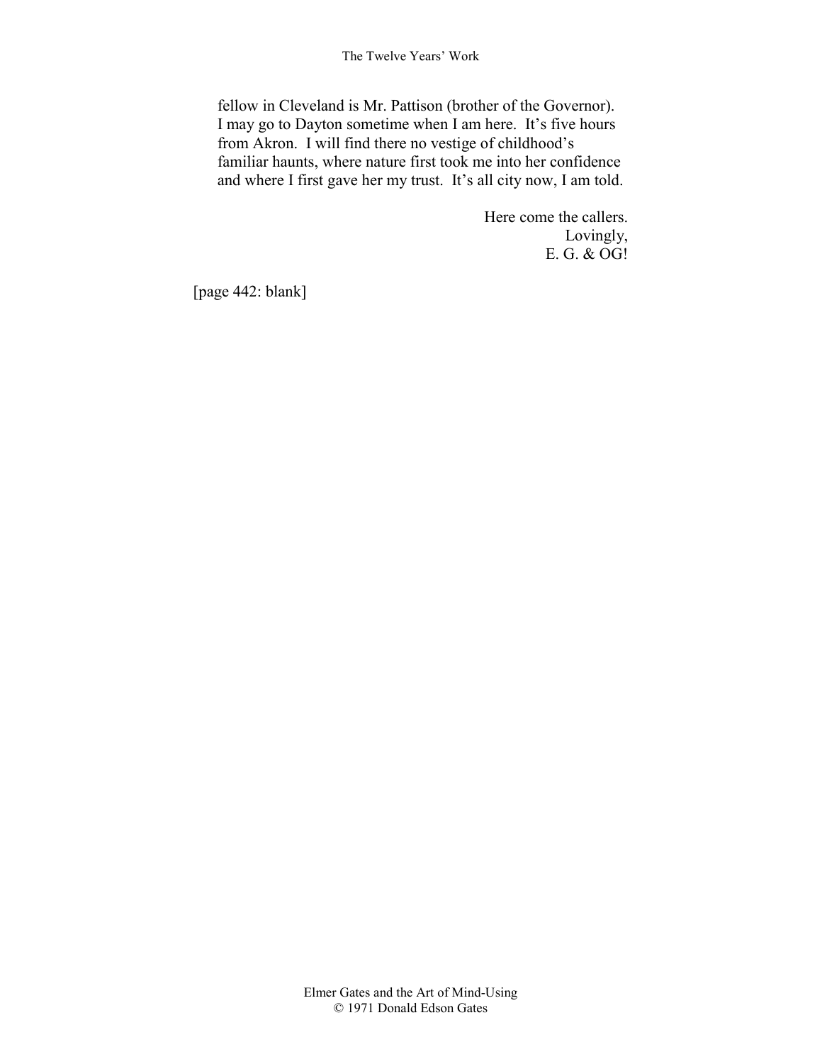fellow in Cleveland is Mr. Pattison (brother of the Governor). I may go to Dayton sometime when I am here. It's five hours from Akron. I will find there no vestige of childhood's familiar haunts, where nature first took me into her confidence and where I first gave her my trust. It's all city now, I am told.

Here come the callers.
Lovingly,
E. G. & OG!

[page 442: blank]